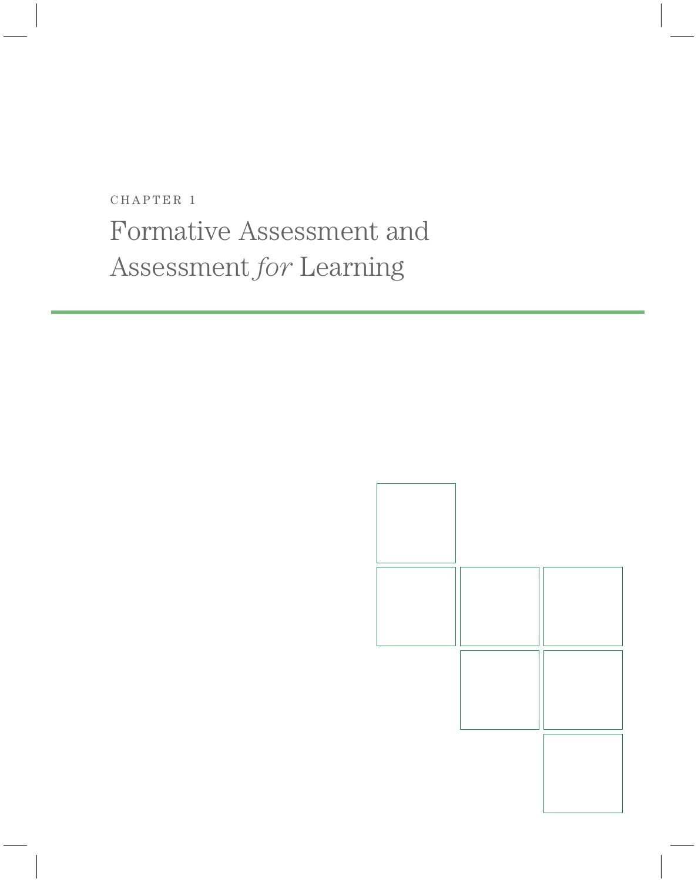CHAPTER 1

# Formative Assessment and Assessment *for* Learning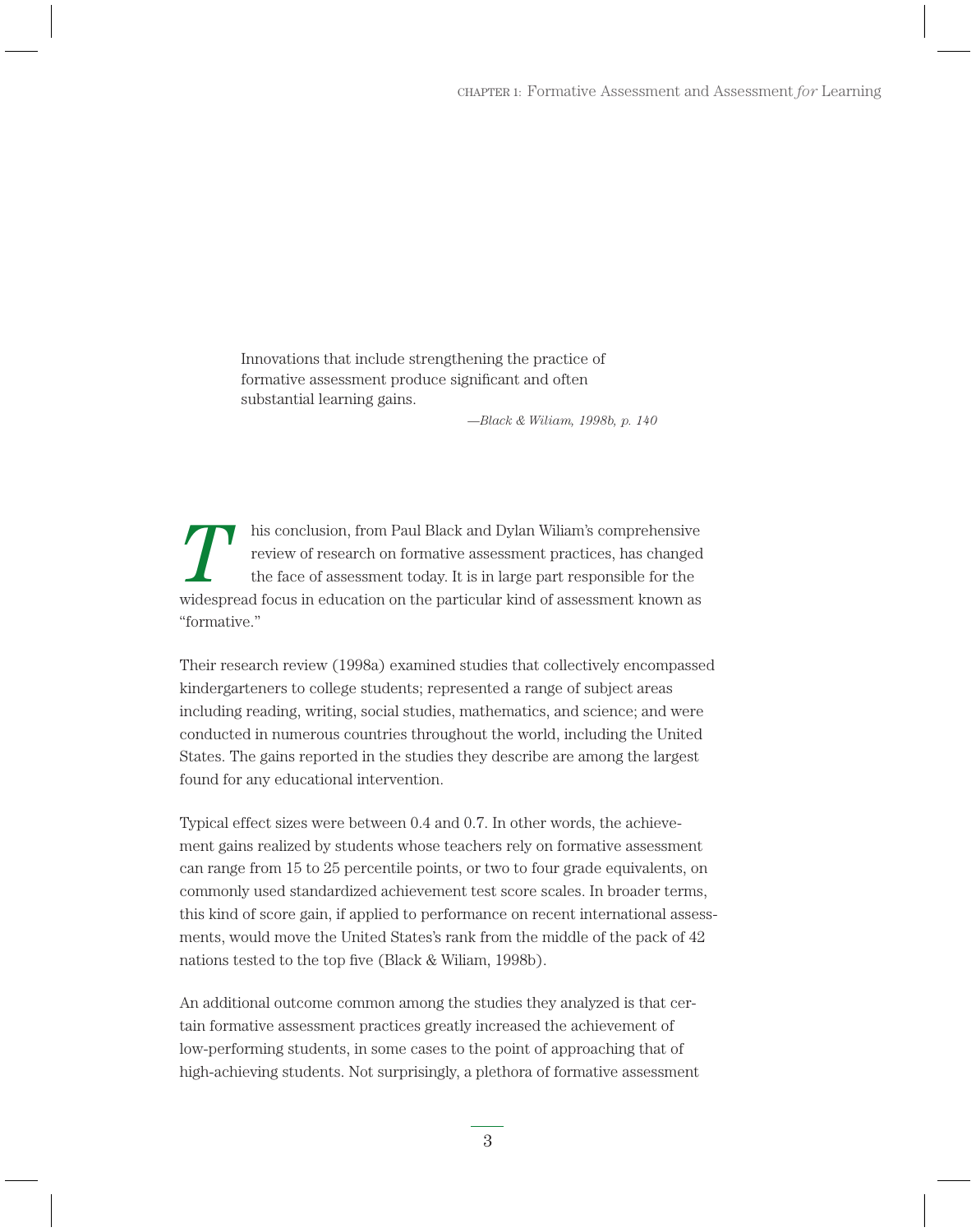> Innovations that include strengthening the practice of formative assessment produce significant and often substantial learning gains.
>
> —*Black & Wiliam, 1998b, p. 140*

This conclusion, from Paul Black and Dylan Wiliam's comprehensive review of research on formative assessment practices, has changed the face of assessment today. It is in large part responsible for the widespread focus in education on the particular kind of assessment known as "formative."

Their research review (1998a) examined studies that collectively encompassed kindergarteners to college students; represented a range of subject areas including reading, writing, social studies, mathematics, and science; and were conducted in numerous countries throughout the world, including the United States. The gains reported in the studies they describe are among the largest found for any educational intervention.

Typical effect sizes were between 0.4 and 0.7. In other words, the achievement gains realized by students whose teachers rely on formative assessment can range from 15 to 25 percentile points, or two to four grade equivalents, on commonly used standardized achievement test score scales. In broader terms, this kind of score gain, if applied to performance on recent international assessments, would move the United States's rank from the middle of the pack of 42 nations tested to the top five (Black & Wiliam, 1998b).

An additional outcome common among the studies they analyzed is that certain formative assessment practices greatly increased the achievement of low-performing students, in some cases to the point of approaching that of high-achieving students. Not surprisingly, a plethora of formative assessment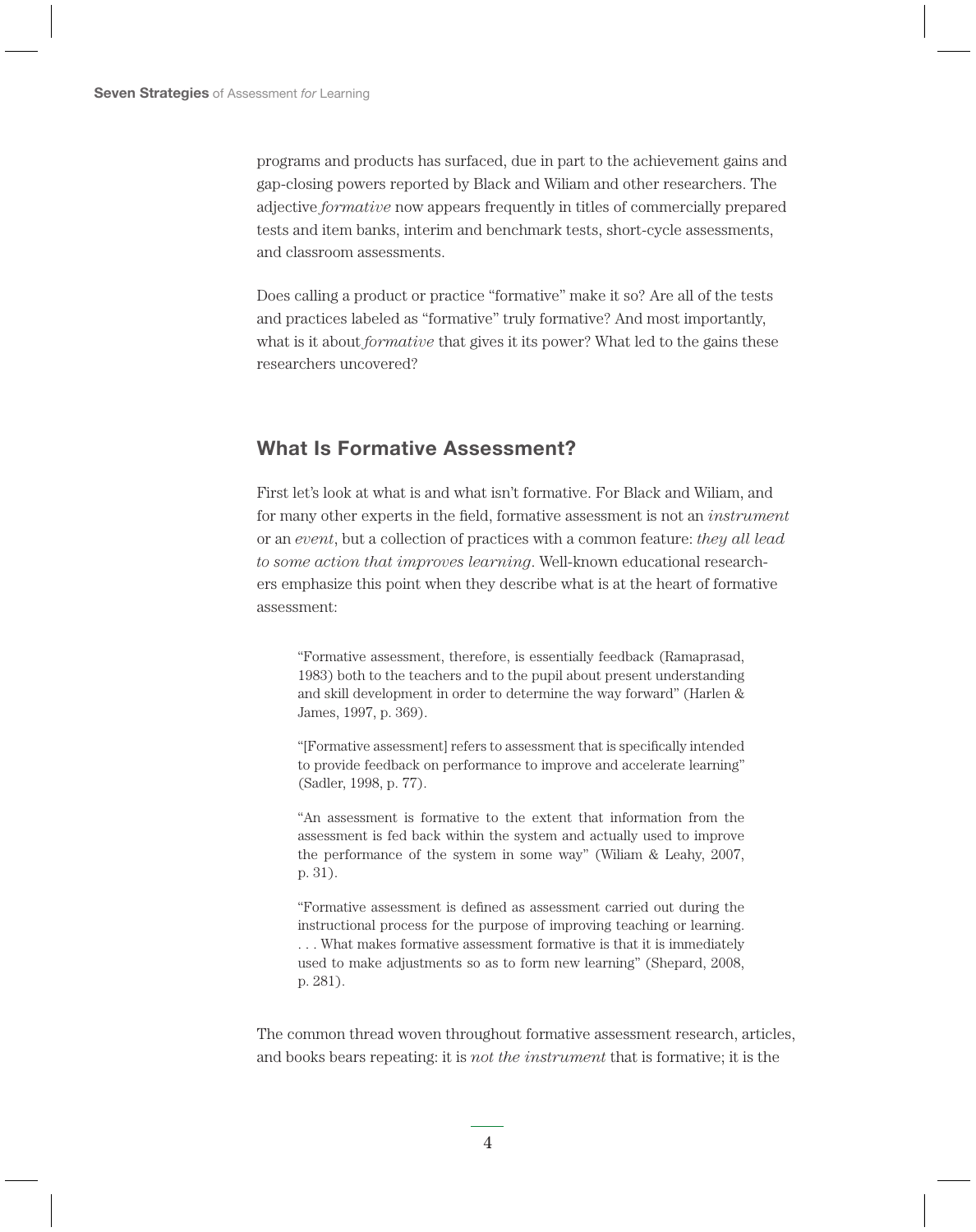programs and products has surfaced, due in part to the achievement gains and gap-closing powers reported by Black and Wiliam and other researchers. The adjective *formative* now appears frequently in titles of commercially prepared tests and item banks, interim and benchmark tests, short-cycle assessments, and classroom assessments.

Does calling a product or practice "formative" make it so? Are all of the tests and practices labeled as "formative" truly formative? And most importantly, what is it about *formative* that gives it its power? What led to the gains these researchers uncovered?

## What Is Formative Assessment?

First let's look at what is and what isn't formative. For Black and Wiliam, and for many other experts in the field, formative assessment is not an *instrument* or an *event*, but a collection of practices with a common feature: *they all lead to some action that improves learning*. Well-known educational researchers emphasize this point when they describe what is at the heart of formative assessment:

> "Formative assessment, therefore, is essentially feedback (Ramaprasad, 1983) both to the teachers and to the pupil about present understanding and skill development in order to determine the way forward" (Harlen & James, 1997, p. 369).
>
> "[Formative assessment] refers to assessment that is specifically intended to provide feedback on performance to improve and accelerate learning" (Sadler, 1998, p. 77).
>
> "An assessment is formative to the extent that information from the assessment is fed back within the system and actually used to improve the performance of the system in some way" (Wiliam & Leahy, 2007, p. 31).
>
> "Formative assessment is defined as assessment carried out during the instructional process for the purpose of improving teaching or learning. . . . What makes formative assessment formative is that it is immediately used to make adjustments so as to form new learning" (Shepard, 2008, p. 281).

The common thread woven throughout formative assessment research, articles, and books bears repeating: it is *not the instrument* that is formative; it is the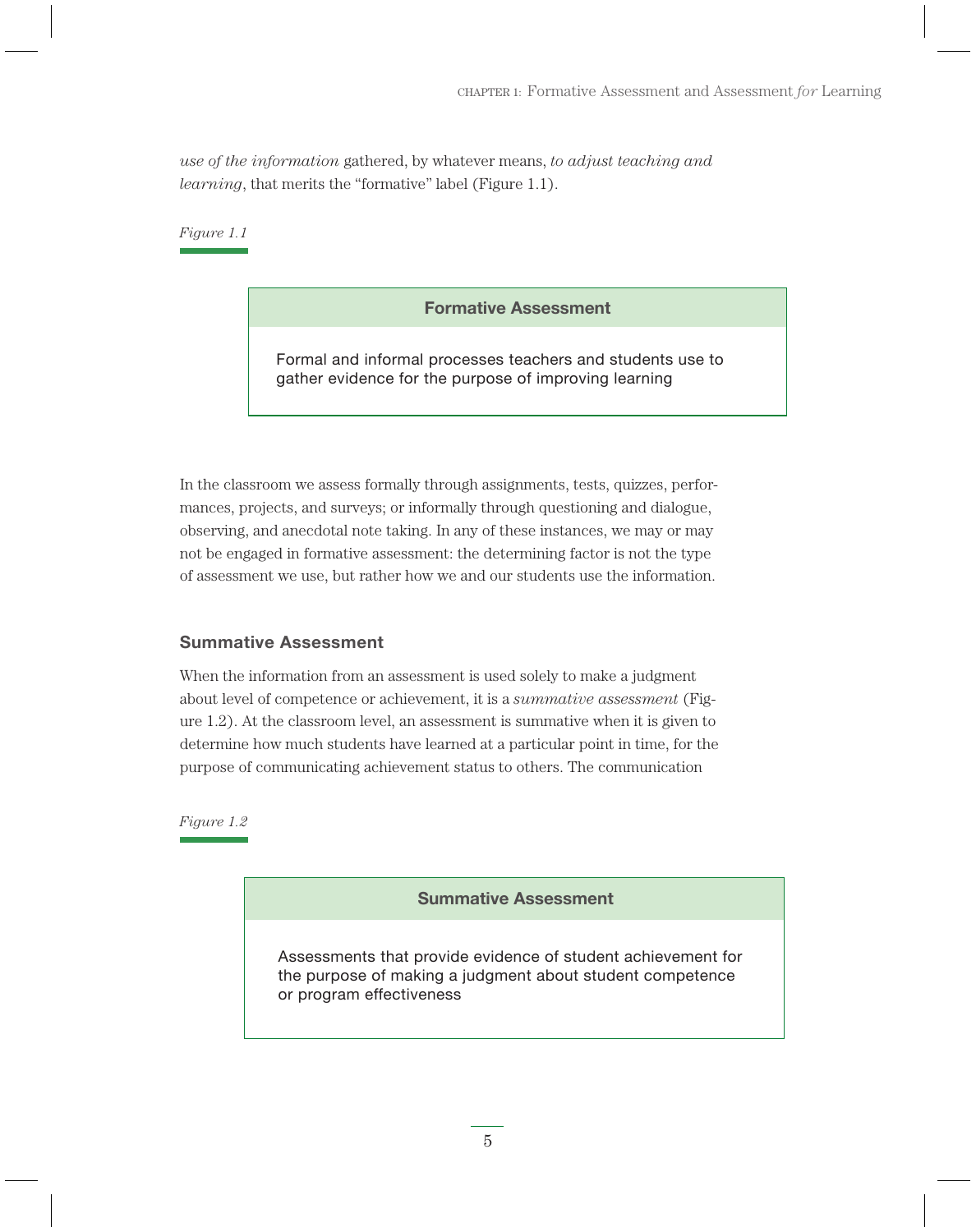*use of the information* gathered, by whatever means, *to adjust teaching and learning*, that merits the "formative" label (Figure 1.1).

*Figure 1.1*

| **Formative Assessment** |
| --- |
| Formal and informal processes teachers and students use to gather evidence for the purpose of improving learning |

In the classroom we assess formally through assignments, tests, quizzes, performances, projects, and surveys; or informally through questioning and dialogue, observing, and anecdotal note taking. In any of these instances, we may or may not be engaged in formative assessment: the determining factor is not the type of assessment we use, but rather how we and our students use the information.

### Summative Assessment

When the information from an assessment is used solely to make a judgment about level of competence or achievement, it is a *summative assessment* (Figure 1.2). At the classroom level, an assessment is summative when it is given to determine how much students have learned at a particular point in time, for the purpose of communicating achievement status to others. The communication

*Figure 1.2*

| **Summative Assessment** |
| --- |
| Assessments that provide evidence of student achievement for the purpose of making a judgment about student competence or program effectiveness |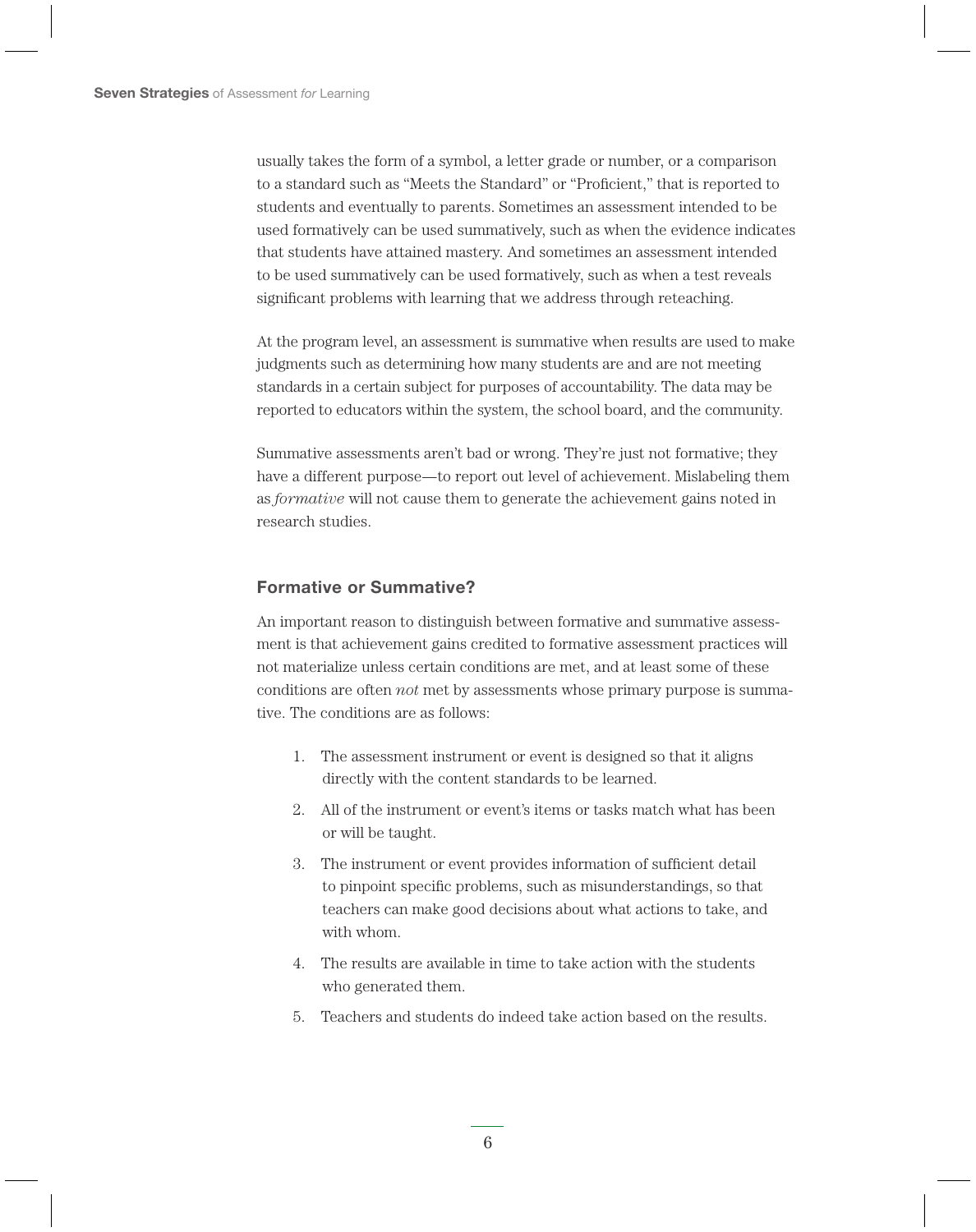usually takes the form of a symbol, a letter grade or number, or a comparison to a standard such as “Meets the Standard” or “Proficient,” that is reported to students and eventually to parents. Sometimes an assessment intended to be used formatively can be used summatively, such as when the evidence indicates that students have attained mastery. And sometimes an assessment intended to be used summatively can be used formatively, such as when a test reveals significant problems with learning that we address through reteaching.

At the program level, an assessment is summative when results are used to make judgments such as determining how many students are and are not meeting standards in a certain subject for purposes of accountability. The data may be reported to educators within the system, the school board, and the community.

Summative assessments aren’t bad or wrong. They’re just not formative; they have a different purpose—to report out level of achievement. Mislabeling them as *formative* will not cause them to generate the achievement gains noted in research studies.

## Formative or Summative?

An important reason to distinguish between formative and summative assessment is that achievement gains credited to formative assessment practices will not materialize unless certain conditions are met, and at least some of these conditions are often *not* met by assessments whose primary purpose is summative. The conditions are as follows:

1. The assessment instrument or event is designed so that it aligns directly with the content standards to be learned.
2. All of the instrument or event’s items or tasks match what has been or will be taught.
3. The instrument or event provides information of sufficient detail to pinpoint specific problems, such as misunderstandings, so that teachers can make good decisions about what actions to take, and with whom.
4. The results are available in time to take action with the students who generated them.
5. Teachers and students do indeed take action based on the results.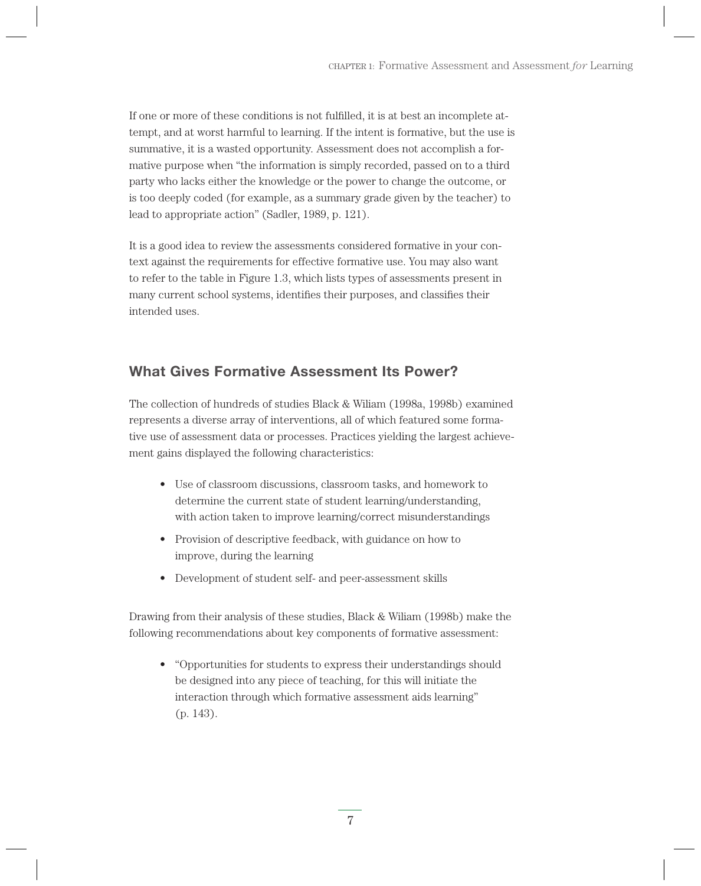If one or more of these conditions is not fulfilled, it is at best an incomplete attempt, and at worst harmful to learning. If the intent is formative, but the use is summative, it is a wasted opportunity. Assessment does not accomplish a formative purpose when "the information is simply recorded, passed on to a third party who lacks either the knowledge or the power to change the outcome, or is too deeply coded (for example, as a summary grade given by the teacher) to lead to appropriate action" (Sadler, 1989, p. 121).

It is a good idea to review the assessments considered formative in your context against the requirements for effective formative use. You may also want to refer to the table in Figure 1.3, which lists types of assessments present in many current school systems, identifies their purposes, and classifies their intended uses.

## What Gives Formative Assessment Its Power?

The collection of hundreds of studies Black & Wiliam (1998a, 1998b) examined represents a diverse array of interventions, all of which featured some formative use of assessment data or processes. Practices yielding the largest achievement gains displayed the following characteristics:

- Use of classroom discussions, classroom tasks, and homework to determine the current state of student learning/understanding, with action taken to improve learning/correct misunderstandings
- Provision of descriptive feedback, with guidance on how to improve, during the learning
- Development of student self- and peer-assessment skills

Drawing from their analysis of these studies, Black & Wiliam (1998b) make the following recommendations about key components of formative assessment:

- "Opportunities for students to express their understandings should be designed into any piece of teaching, for this will initiate the interaction through which formative assessment aids learning" (p. 143).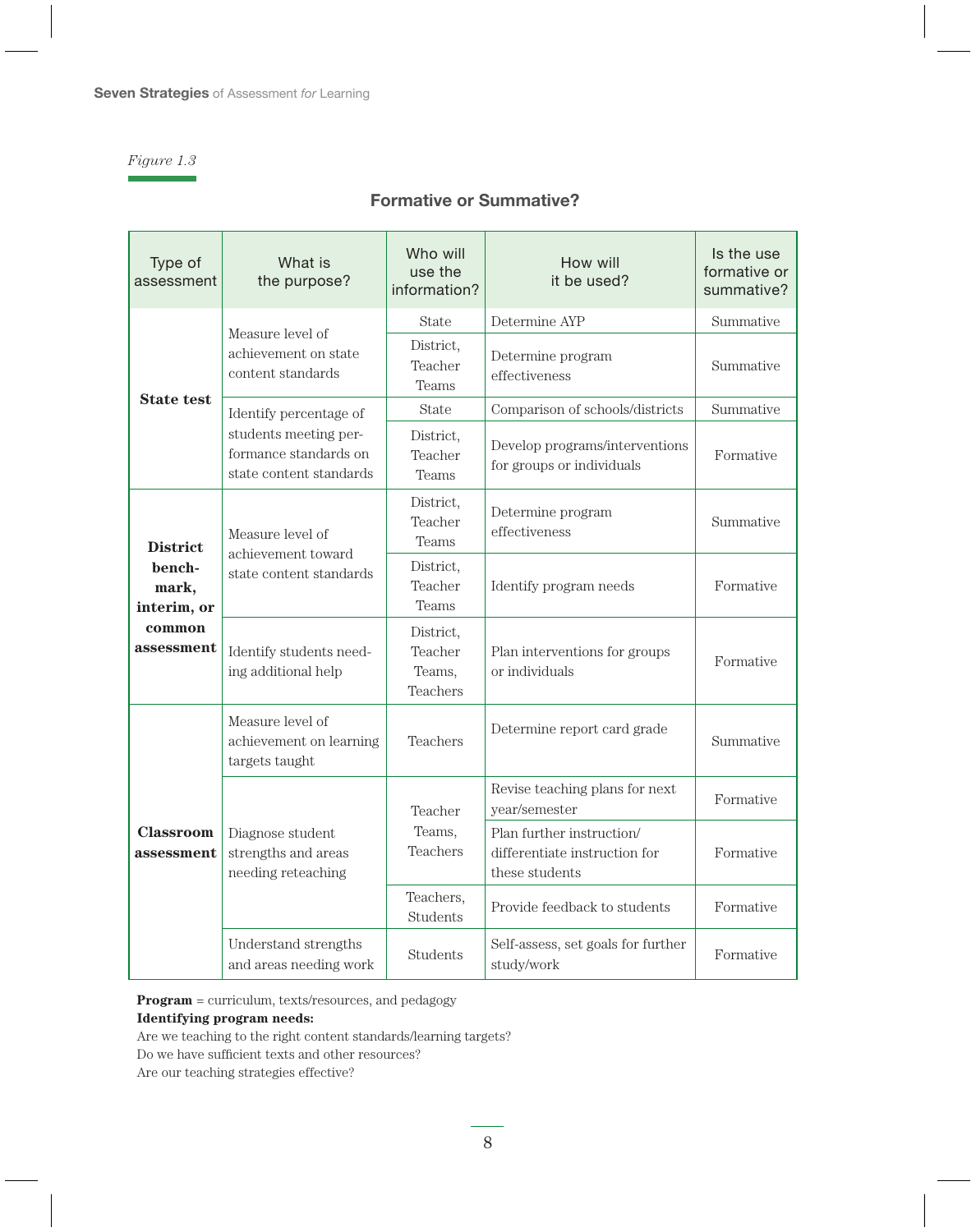*Figure 1.3*

## Formative or Summative?

| Type of assessment | What is the purpose? | Who will use the information? | How will it be used? | Is the use formative or summative? |
|---|---|---|---|---|
| **State test** | Measure level of achievement on state content standards | State | Determine AYP | Summative |
| | | District, Teacher Teams | Determine program effectiveness | Summative |
| | Identify percentage of students meeting performance standards on state content standards | State | Comparison of schools/districts | Summative |
| | | District, Teacher Teams | Develop programs/interventions for groups or individuals | Formative |
| **District benchmark, interim, or common assessment** | Measure level of achievement toward state content standards | District, Teacher Teams | Determine program effectiveness | Summative |
| | | District, Teacher Teams | Identify program needs | Formative |
| | Identify students needing additional help | District, Teacher Teams, Teachers | Plan interventions for groups or individuals | Formative |
| **Classroom assessment** | Measure level of achievement on learning targets taught | Teachers | Determine report card grade | Summative |
| | Diagnose student strengths and areas needing reteaching | Teacher Teams, Teachers | Revise teaching plans for next year/semester | Formative |
| | | | Plan further instruction/differentiate instruction for these students | Formative |
| | | Teachers, Students | Provide feedback to students | Formative |
| | Understand strengths and areas needing work | Students | Self-assess, set goals for further study/work | Formative |

**Program** = curriculum, texts/resources, and pedagogy
**Identifying program needs:**
Are we teaching to the right content standards/learning targets?
Do we have sufficient texts and other resources?
Are our teaching strategies effective?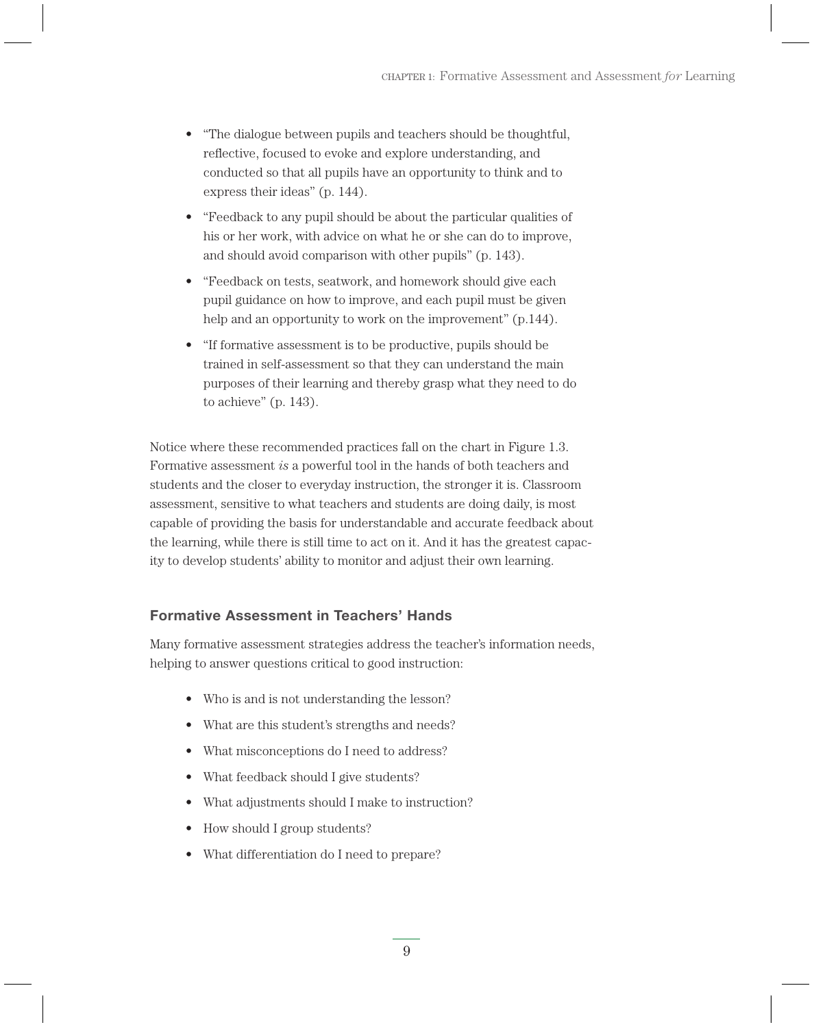- "The dialogue between pupils and teachers should be thoughtful, reflective, focused to evoke and explore understanding, and conducted so that all pupils have an opportunity to think and to express their ideas" (p. 144).
- "Feedback to any pupil should be about the particular qualities of his or her work, with advice on what he or she can do to improve, and should avoid comparison with other pupils" (p. 143).
- "Feedback on tests, seatwork, and homework should give each pupil guidance on how to improve, and each pupil must be given help and an opportunity to work on the improvement" (p.144).
- "If formative assessment is to be productive, pupils should be trained in self-assessment so that they can understand the main purposes of their learning and thereby grasp what they need to do to achieve" (p. 143).

Notice where these recommended practices fall on the chart in Figure 1.3. Formative assessment *is* a powerful tool in the hands of both teachers and students and the closer to everyday instruction, the stronger it is. Classroom assessment, sensitive to what teachers and students are doing daily, is most capable of providing the basis for understandable and accurate feedback about the learning, while there is still time to act on it. And it has the greatest capacity to develop students' ability to monitor and adjust their own learning.

### Formative Assessment in Teachers' Hands

Many formative assessment strategies address the teacher's information needs, helping to answer questions critical to good instruction:

- Who is and is not understanding the lesson?
- What are this student's strengths and needs?
- What misconceptions do I need to address?
- What feedback should I give students?
- What adjustments should I make to instruction?
- How should I group students?
- What differentiation do I need to prepare?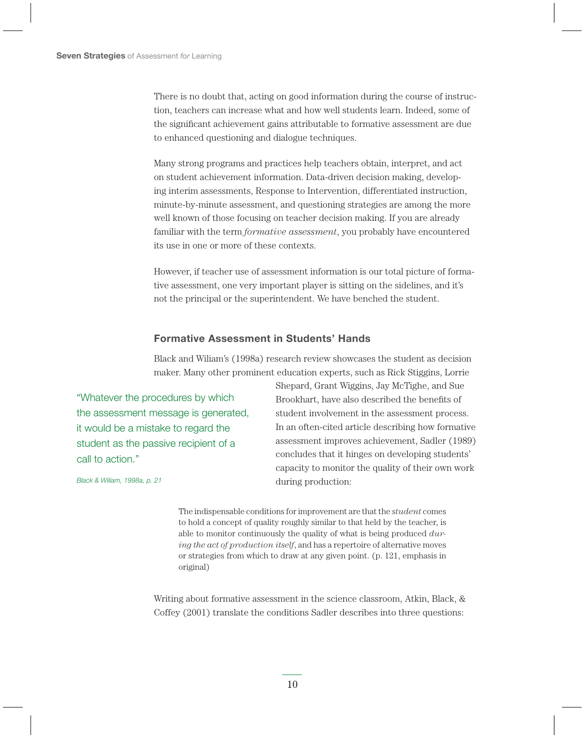There is no doubt that, acting on good information during the course of instruction, teachers can increase what and how well students learn. Indeed, some of the significant achievement gains attributable to formative assessment are due to enhanced questioning and dialogue techniques.

Many strong programs and practices help teachers obtain, interpret, and act on student achievement information. Data-driven decision making, developing interim assessments, Response to Intervention, differentiated instruction, minute-by-minute assessment, and questioning strategies are among the more well known of those focusing on teacher decision making. If you are already familiar with the term *formative assessment*, you probably have encountered its use in one or more of these contexts.

However, if teacher use of assessment information is our total picture of formative assessment, one very important player is sitting on the sidelines, and it's not the principal or the superintendent. We have benched the student.

### Formative Assessment in Students' Hands

Black and Wiliam's (1998a) research review showcases the student as decision maker. Many other prominent education experts, such as Rick Stiggins, Lorrie Shepard, Grant Wiggins, Jay McTighe, and Sue Brookhart, have also described the benefits of student involvement in the assessment process. In an often-cited article describing how formative assessment improves achievement, Sadler (1989) concludes that it hinges on developing students' capacity to monitor the quality of their own work during production:

> The indispensable conditions for improvement are that the *student* comes to hold a concept of quality roughly similar to that held by the teacher, is able to monitor continuously the quality of what is being produced *during the act of production itself*, and has a repertoire of alternative moves or strategies from which to draw at any given point. (p. 121, emphasis in original)

Writing about formative assessment in the science classroom, Atkin, Black, & Coffey (2001) translate the conditions Sadler describes into three questions:

"Whatever the procedures by which the assessment message is generated, it would be a mistake to regard the student as the passive recipient of a call to action."

*Black & Wiliam, 1998a, p. 21*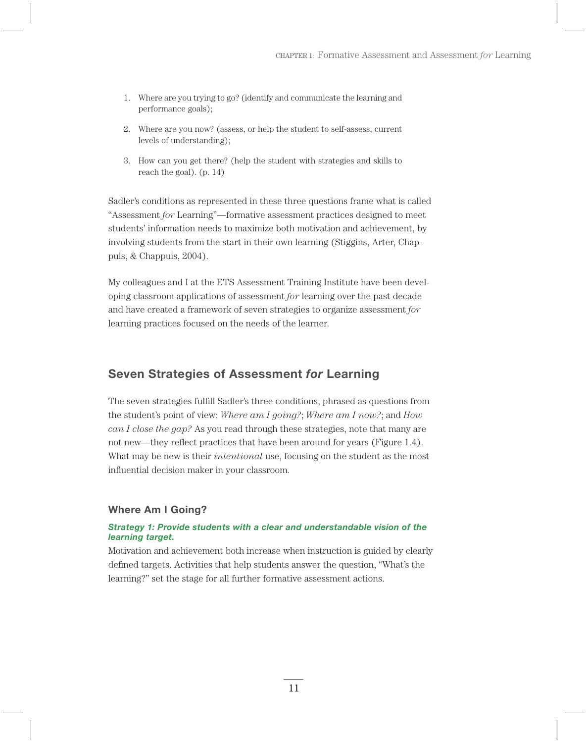1. Where are you trying to go? (identify and communicate the learning and performance goals);
2. Where are you now? (assess, or help the student to self-assess, current levels of understanding);
3. How can you get there? (help the student with strategies and skills to reach the goal). (p. 14)

Sadler's conditions as represented in these three questions frame what is called "Assessment *for* Learning"—formative assessment practices designed to meet students' information needs to maximize both motivation and achievement, by involving students from the start in their own learning (Stiggins, Arter, Chappuis, & Chappuis, 2004).

My colleagues and I at the ETS Assessment Training Institute have been developing classroom applications of assessment *for* learning over the past decade and have created a framework of seven strategies to organize assessment *for* learning practices focused on the needs of the learner.

## Seven Strategies of Assessment *for* Learning

The seven strategies fulfill Sadler's three conditions, phrased as questions from the student's point of view: *Where am I going?*; *Where am I now?*; and *How can I close the gap?* As you read through these strategies, note that many are not new—they reflect practices that have been around for years (Figure 1.4). What may be new is their *intentional* use, focusing on the student as the most influential decision maker in your classroom.

### Where Am I Going?

***Strategy 1: Provide students with a clear and understandable vision of the learning target.***

Motivation and achievement both increase when instruction is guided by clearly defined targets. Activities that help students answer the question, "What's the learning?" set the stage for all further formative assessment actions.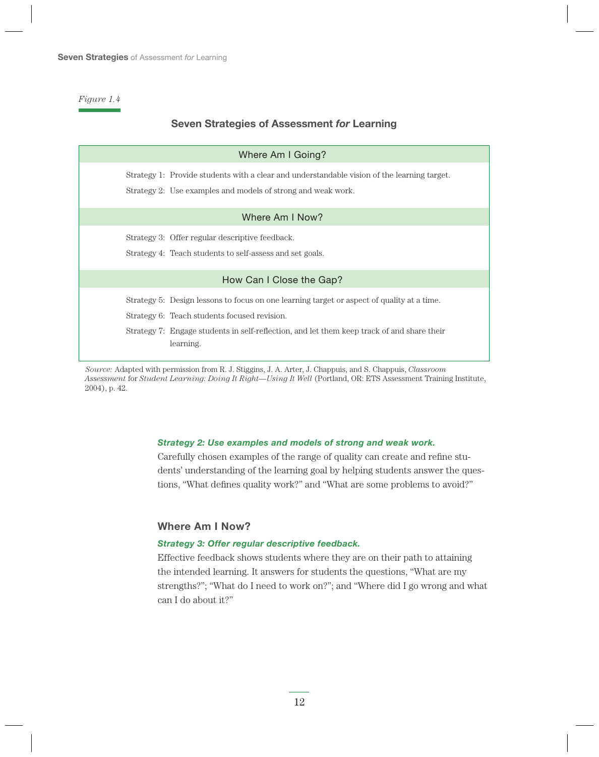*Figure 1.4*

### Seven Strategies of Assessment *for* Learning

| Where Am I Going? |
|---|
| Strategy 1: Provide students with a clear and understandable vision of the learning target. |
| Strategy 2: Use examples and models of strong and weak work. |
| **Where Am I Now?** |
| Strategy 3: Offer regular descriptive feedback. |
| Strategy 4: Teach students to self-assess and set goals. |
| **How Can I Close the Gap?** |
| Strategy 5: Design lessons to focus on one learning target or aspect of quality at a time. |
| Strategy 6: Teach students focused revision. |
| Strategy 7: Engage students in self-reflection, and let them keep track of and share their learning. |

*Source:* Adapted with permission from R. J. Stiggins, J. A. Arter, J. Chappuis, and S. Chappuis, *Classroom Assessment* for *Student Learning: Doing It Right—Using It Well* (Portland, OR: ETS Assessment Training Institute, 2004), p. 42.

***Strategy 2: Use examples and models of strong and weak work.***

Carefully chosen examples of the range of quality can create and refine students' understanding of the learning goal by helping students answer the questions, "What defines quality work?" and "What are some problems to avoid?"

## Where Am I Now?

***Strategy 3: Offer regular descriptive feedback.***

Effective feedback shows students where they are on their path to attaining the intended learning. It answers for students the questions, "What are my strengths?"; "What do I need to work on?"; and "Where did I go wrong and what can I do about it?"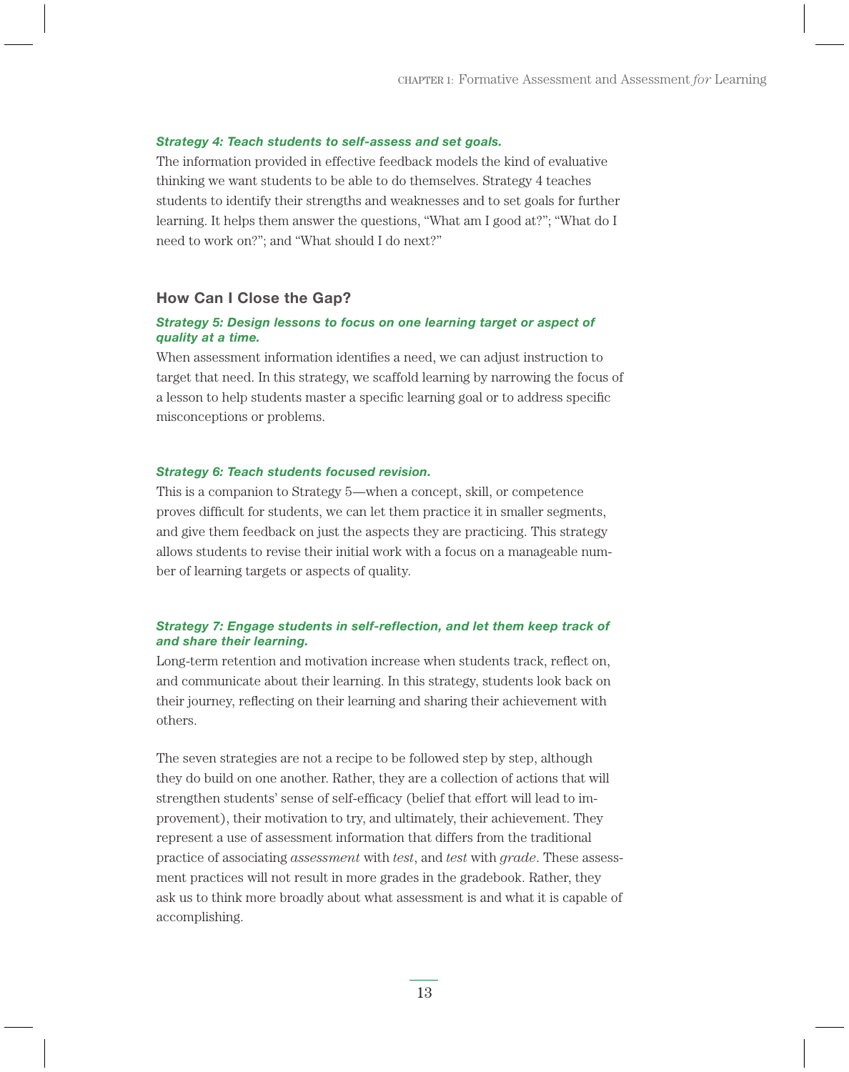***Strategy 4: Teach students to self-assess and set goals.***

The information provided in effective feedback models the kind of evaluative thinking we want students to be able to do themselves. Strategy 4 teaches students to identify their strengths and weaknesses and to set goals for further learning. It helps them answer the questions, "What am I good at?"; "What do I need to work on?"; and "What should I do next?"

## How Can I Close the Gap?

***Strategy 5: Design lessons to focus on one learning target or aspect of quality at a time.***

When assessment information identifies a need, we can adjust instruction to target that need. In this strategy, we scaffold learning by narrowing the focus of a lesson to help students master a specific learning goal or to address specific misconceptions or problems.

***Strategy 6: Teach students focused revision.***

This is a companion to Strategy 5—when a concept, skill, or competence proves difficult for students, we can let them practice it in smaller segments, and give them feedback on just the aspects they are practicing. This strategy allows students to revise their initial work with a focus on a manageable number of learning targets or aspects of quality.

***Strategy 7: Engage students in self-reflection, and let them keep track of and share their learning.***

Long-term retention and motivation increase when students track, reflect on, and communicate about their learning. In this strategy, students look back on their journey, reflecting on their learning and sharing their achievement with others.

The seven strategies are not a recipe to be followed step by step, although they do build on one another. Rather, they are a collection of actions that will strengthen students' sense of self-efficacy (belief that effort will lead to improvement), their motivation to try, and ultimately, their achievement. They represent a use of assessment information that differs from the traditional practice of associating *assessment* with *test*, and *test* with *grade*. These assessment practices will not result in more grades in the gradebook. Rather, they ask us to think more broadly about what assessment is and what it is capable of accomplishing.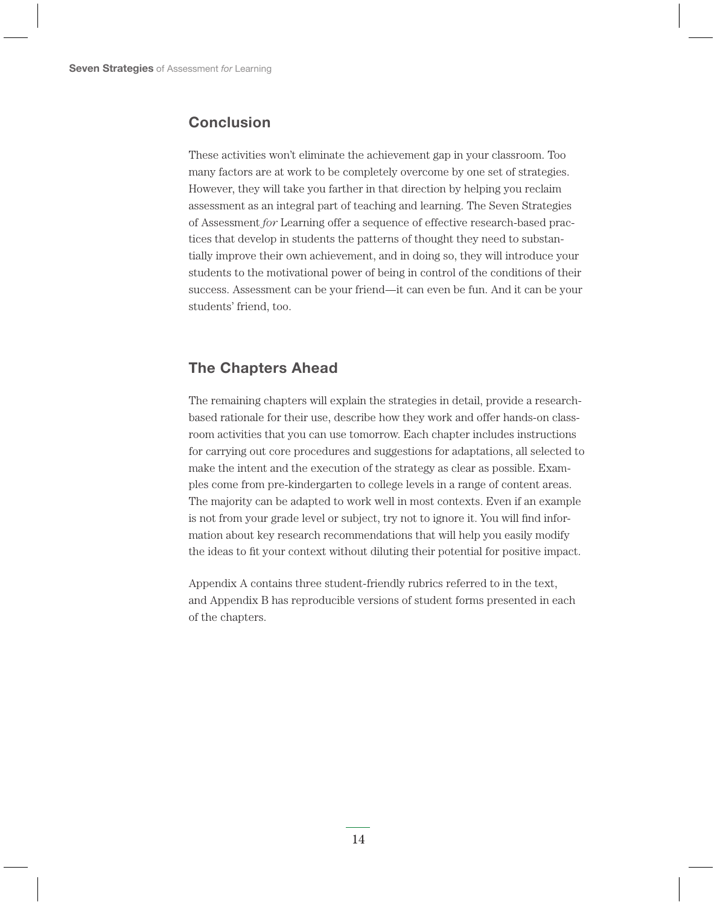## Conclusion

These activities won't eliminate the achievement gap in your classroom. Too many factors are at work to be completely overcome by one set of strategies. However, they will take you farther in that direction by helping you reclaim assessment as an integral part of teaching and learning. The Seven Strategies of Assessment *for* Learning offer a sequence of effective research-based practices that develop in students the patterns of thought they need to substantially improve their own achievement, and in doing so, they will introduce your students to the motivational power of being in control of the conditions of their success. Assessment can be your friend—it can even be fun. And it can be your students' friend, too.

## The Chapters Ahead

The remaining chapters will explain the strategies in detail, provide a research-based rationale for their use, describe how they work and offer hands-on classroom activities that you can use tomorrow. Each chapter includes instructions for carrying out core procedures and suggestions for adaptations, all selected to make the intent and the execution of the strategy as clear as possible. Examples come from pre-kindergarten to college levels in a range of content areas. The majority can be adapted to work well in most contexts. Even if an example is not from your grade level or subject, try not to ignore it. You will find information about key research recommendations that will help you easily modify the ideas to fit your context without diluting their potential for positive impact.

Appendix A contains three student-friendly rubrics referred to in the text, and Appendix B has reproducible versions of student forms presented in each of the chapters.